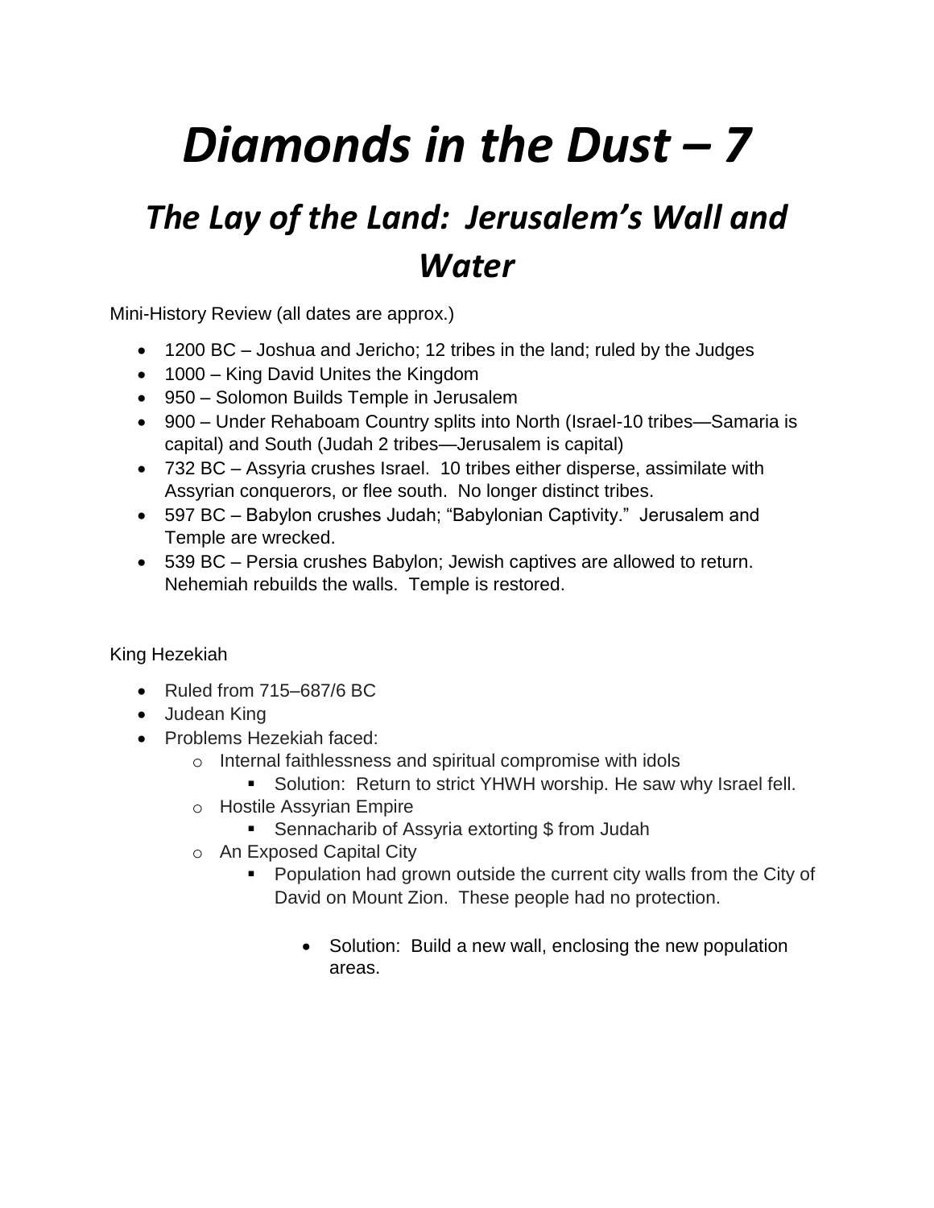# *Diamonds in the Dust – 7*

## *The Lay of the Land: Jerusalem's Wall and Water*

Mini-History Review (all dates are approx.)

- 1200 BC – Joshua and Jericho; 12 tribes in the land; ruled by the Judges
- 1000 – King David Unites the Kingdom
- 950 – Solomon Builds Temple in Jerusalem
- 900 – Under Rehaboam Country splits into North (Israel-10 tribes—Samaria is capital) and South (Judah 2 tribes—Jerusalem is capital)
- 732 BC – Assyria crushes Israel. 10 tribes either disperse, assimilate with Assyrian conquerors, or flee south. No longer distinct tribes.
- 597 BC – Babylon crushes Judah; "Babylonian Captivity." Jerusalem and Temple are wrecked.
- 539 BC – Persia crushes Babylon; Jewish captives are allowed to return. Nehemiah rebuilds the walls. Temple is restored.

King Hezekiah

- Ruled from 715–687/6 BC
- Judean King
- Problems Hezekiah faced:
  - Internal faithlessness and spiritual compromise with idols
    - Solution: Return to strict YHWH worship. He saw why Israel fell.
  - Hostile Assyrian Empire
    - Sennacharib of Assyria extorting $ from Judah
  - An Exposed Capital City
    - Population had grown outside the current city walls from the City of David on Mount Zion. These people had no protection.
      - Solution: Build a new wall, enclosing the new population areas.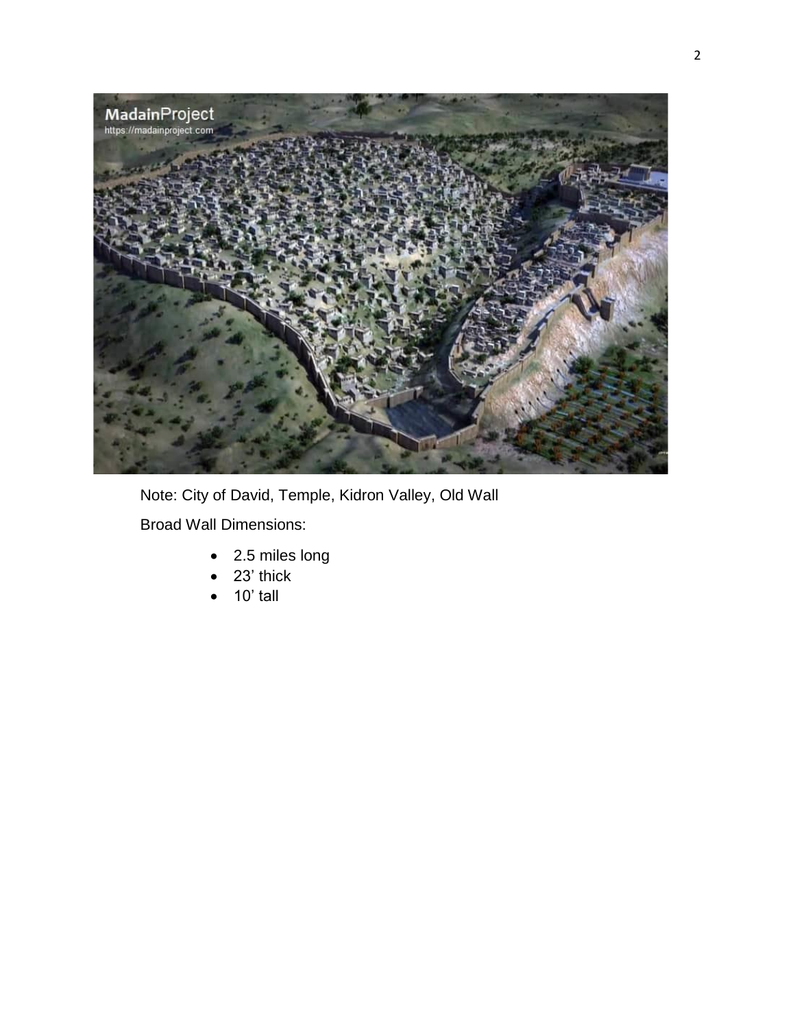Note: City of David, Temple, Kidron Valley, Old Wall

Broad Wall Dimensions:

- 2.5 miles long
- 23’ thick
- 10’ tall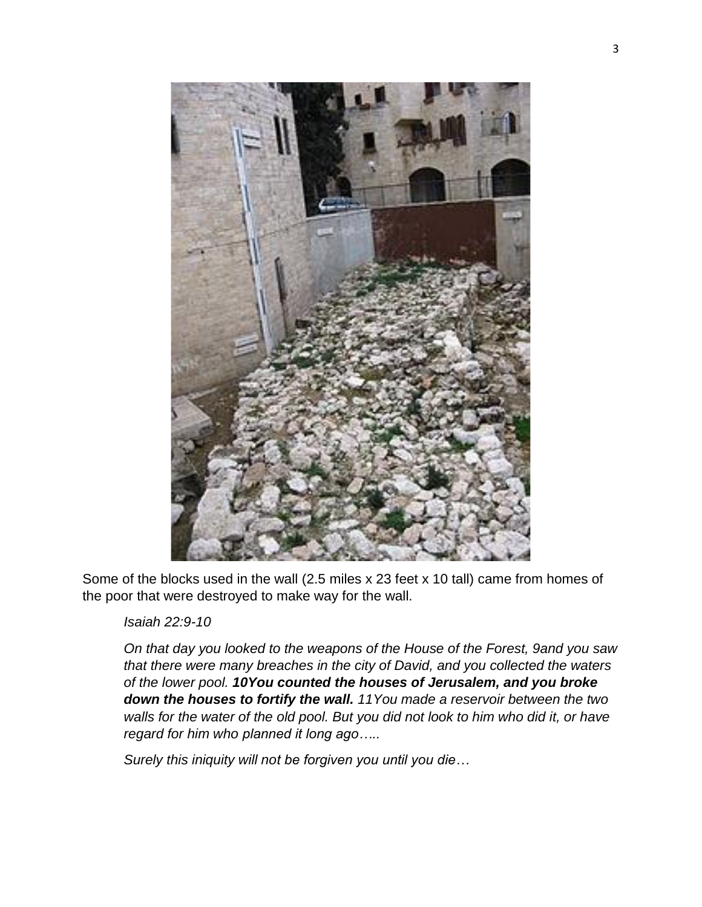Some of the blocks used in the wall (2.5 miles x 23 feet x 10 tall) came from homes of the poor that were destroyed to make way for the wall.

> *Isaiah 22:9-10*
>
> *On that day you looked to the weapons of the House of the Forest, 9and you saw that there were many breaches in the city of David, and you collected the waters of the lower pool.* ***10You counted the houses of Jerusalem, and you broke down the houses to fortify the wall.*** *11You made a reservoir between the two walls for the water of the old pool. But you did not look to him who did it, or have regard for him who planned it long ago…..*
>
> *Surely this iniquity will not be forgiven you until you die…*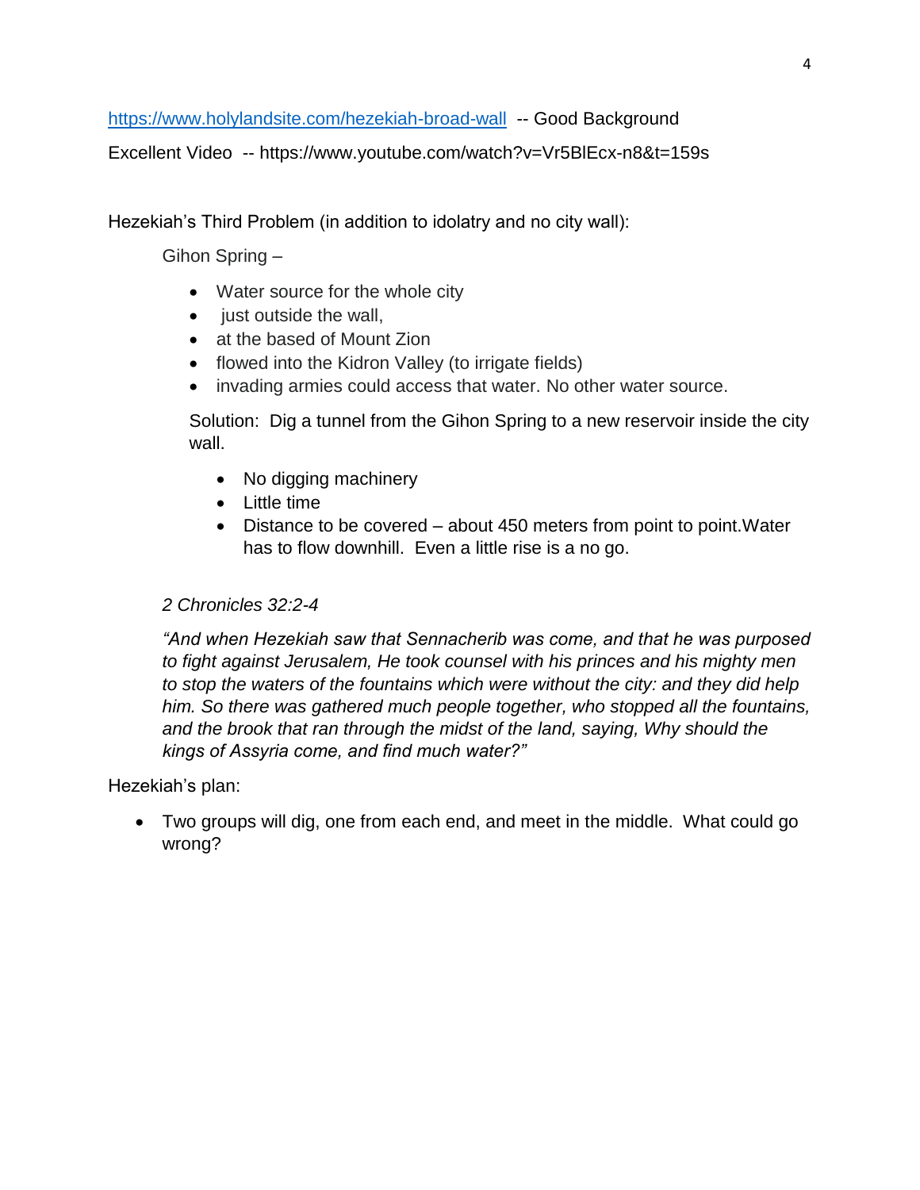[https://www.holylandsite.com/hezekiah-broad-wall](https://www.holylandsite.com/hezekiah-broad-wall) -- Good Background

Excellent Video -- https://www.youtube.com/watch?v=Vr5BlEcx-n8&t=159s

Hezekiah's Third Problem (in addition to idolatry and no city wall):

Gihon Spring –

- Water source for the whole city
- just outside the wall,
- at the based of Mount Zion
- flowed into the Kidron Valley (to irrigate fields)
- invading armies could access that water. No other water source.

Solution: Dig a tunnel from the Gihon Spring to a new reservoir inside the city wall.

- No digging machinery
- Little time
- Distance to be covered – about 450 meters from point to point.Water has to flow downhill. Even a little rise is a no go.

*2 Chronicles 32:2-4*

*"And when Hezekiah saw that Sennacherib was come, and that he was purposed to fight against Jerusalem, He took counsel with his princes and his mighty men to stop the waters of the fountains which were without the city: and they did help him. So there was gathered much people together, who stopped all the fountains, and the brook that ran through the midst of the land, saying, Why should the kings of Assyria come, and find much water?"*

Hezekiah's plan:

- Two groups will dig, one from each end, and meet in the middle. What could go wrong?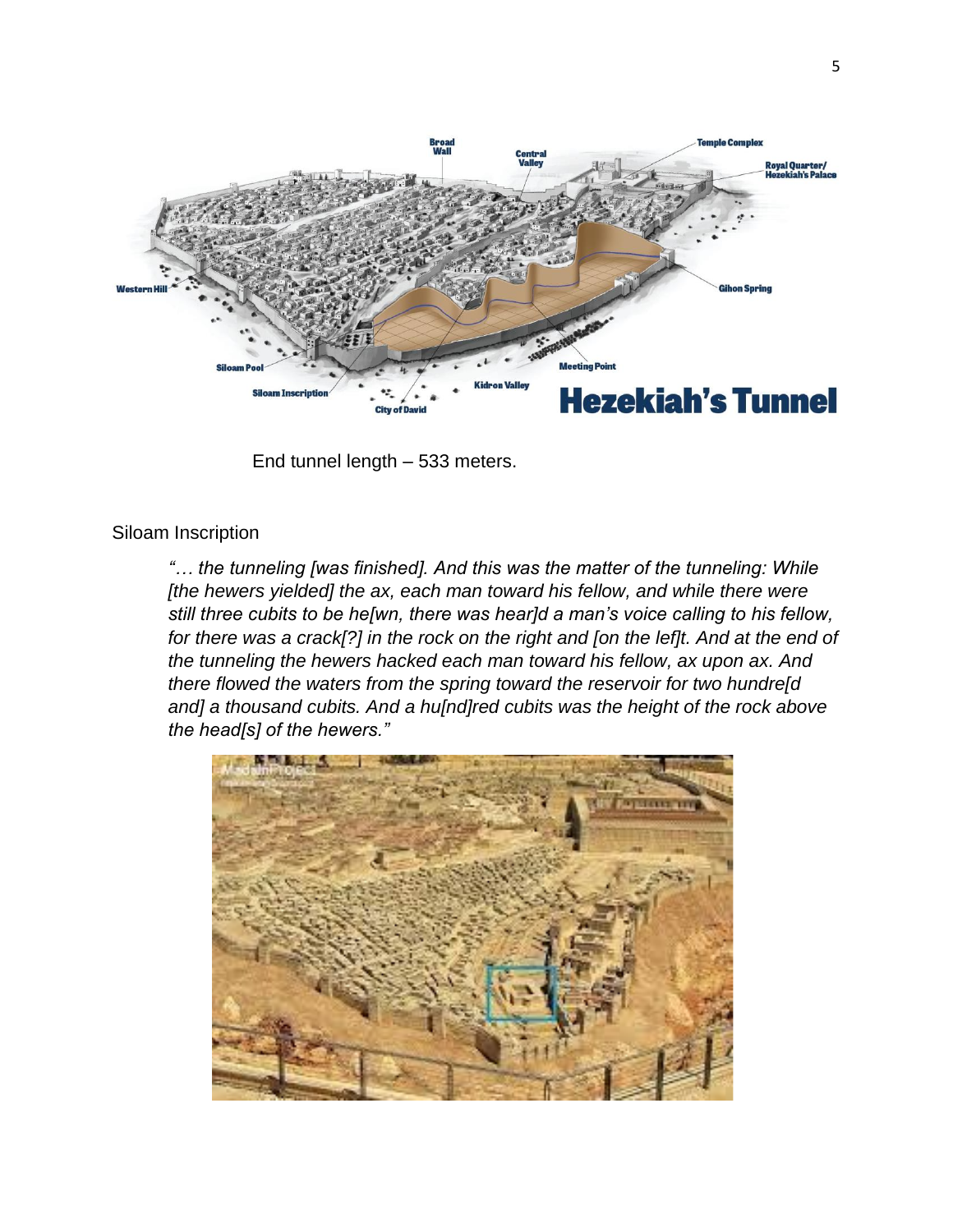End tunnel length – 533 meters.

Siloam Inscription

> *"… the tunneling [was finished]. And this was the matter of the tunneling: While [the hewers yielded] the ax, each man toward his fellow, and while there were still three cubits to be he[wn, there was hear]d a man's voice calling to his fellow, for there was a crack[?] in the rock on the right and [on the lef]t. And at the end of the tunneling the hewers hacked each man toward his fellow, ax upon ax. And there flowed the waters from the spring toward the reservoir for two hundre[d and] a thousand cubits. And a hu[nd]red cubits was the height of the rock above the head[s] of the hewers."*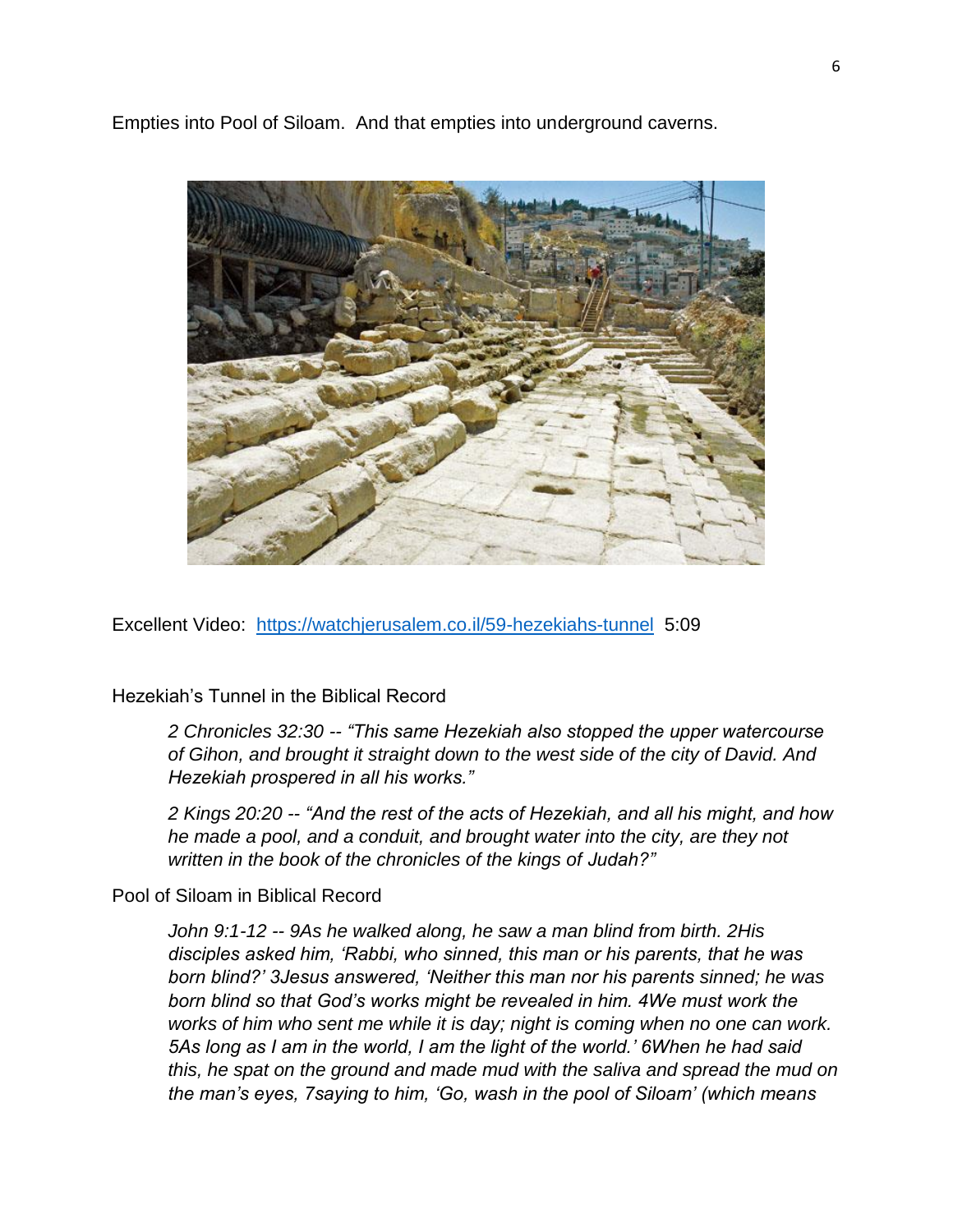Empties into Pool of Siloam. And that empties into underground caverns.

Excellent Video: [https://watchjerusalem.co.il/59-hezekiahs-tunnel](https://watchjerusalem.co.il/59-hezekiahs-tunnel) 5:09

Hezekiah's Tunnel in the Biblical Record

> *2 Chronicles 32:30 -- "This same Hezekiah also stopped the upper watercourse of Gihon, and brought it straight down to the west side of the city of David. And Hezekiah prospered in all his works."*
>
> *2 Kings 20:20 -- "And the rest of the acts of Hezekiah, and all his might, and how he made a pool, and a conduit, and brought water into the city, are they not written in the book of the chronicles of the kings of Judah?"*

Pool of Siloam in Biblical Record

> *John 9:1-12 -- 9As he walked along, he saw a man blind from birth. 2His disciples asked him, 'Rabbi, who sinned, this man or his parents, that he was born blind?' 3Jesus answered, 'Neither this man nor his parents sinned; he was born blind so that God's works might be revealed in him. 4We must work the works of him who sent me while it is day; night is coming when no one can work. 5As long as I am in the world, I am the light of the world.' 6When he had said this, he spat on the ground and made mud with the saliva and spread the mud on the man's eyes, 7saying to him, 'Go, wash in the pool of Siloam' (which means*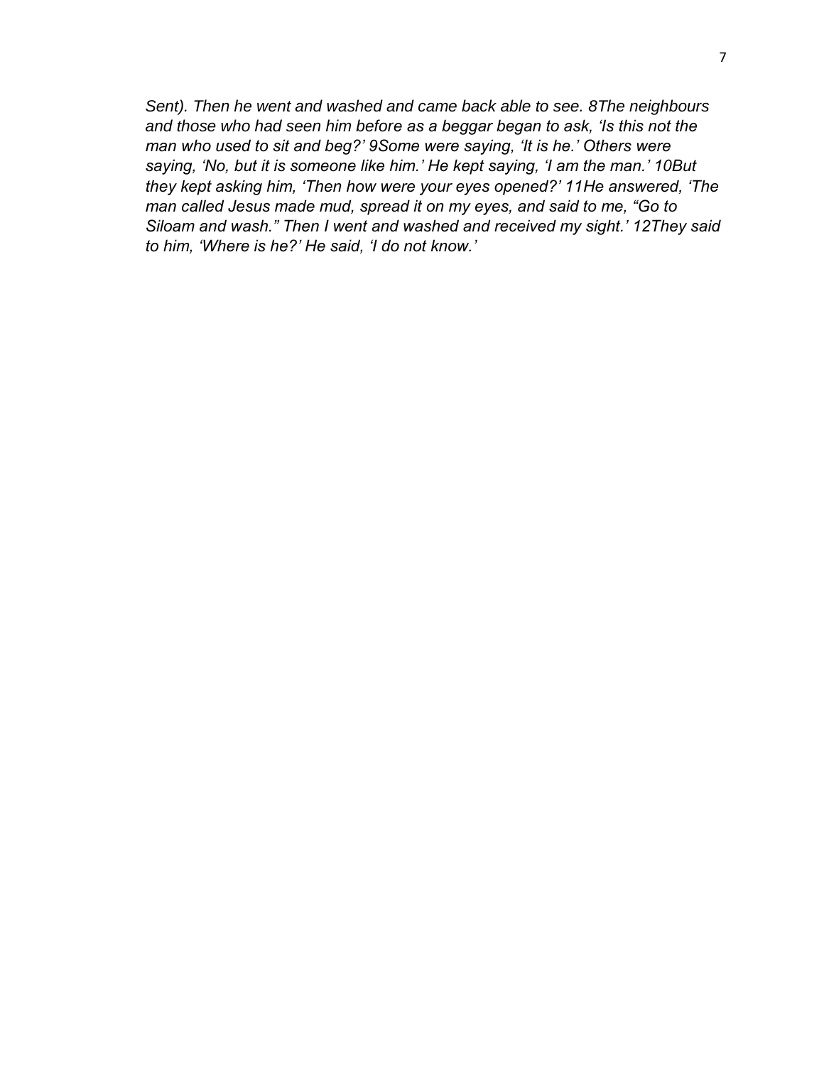*Sent). Then he went and washed and came back able to see. 8The neighbours and those who had seen him before as a beggar began to ask, 'Is this not the man who used to sit and beg?' 9Some were saying, 'It is he.' Others were saying, 'No, but it is someone like him.' He kept saying, 'I am the man.' 10But they kept asking him, 'Then how were your eyes opened?' 11He answered, 'The man called Jesus made mud, spread it on my eyes, and said to me, "Go to Siloam and wash." Then I went and washed and received my sight.' 12They said to him, 'Where is he?' He said, 'I do not know.'*